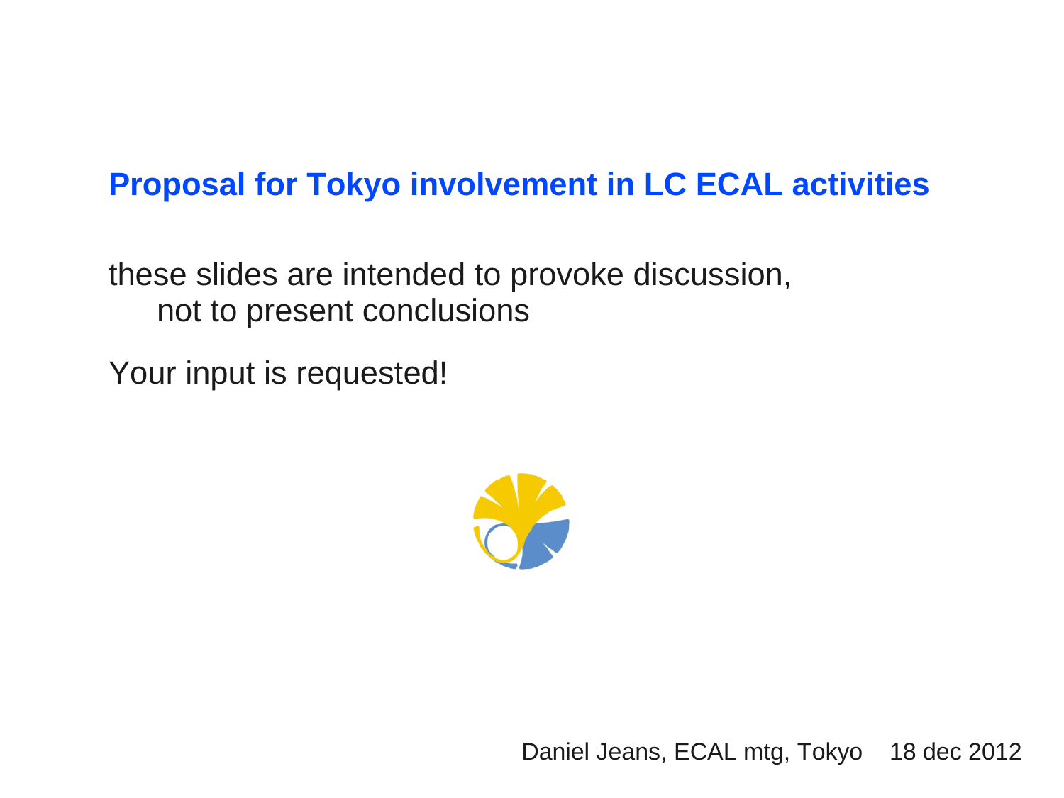# Proposal for Tokyo involvement in LC ECAL activities

these slides are intended to provoke discussion,
not to present conclusions

Your input is requested!

Daniel Jeans, ECAL mtg, Tokyo 18 dec 2012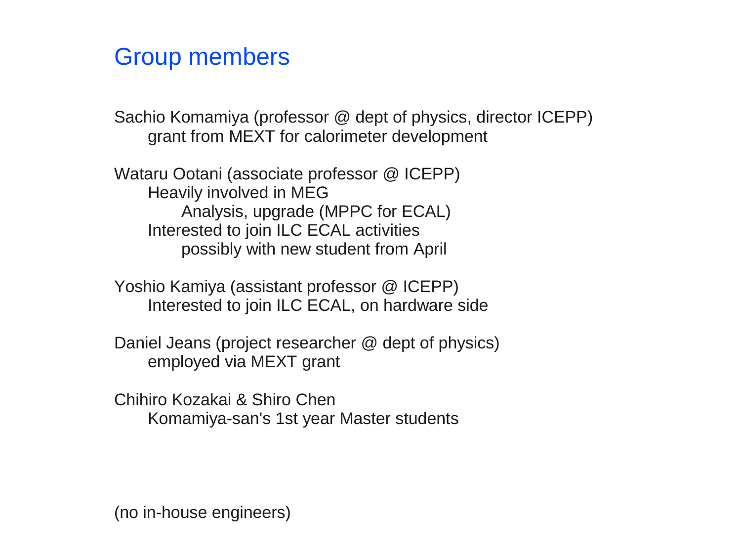## Group members

Sachio Komamiya (professor @ dept of physics, director ICEPP)
- grant from MEXT for calorimeter development

Wataru Ootani (associate professor @ ICEPP)
- Heavily involved in MEG
  - Analysis, upgrade (MPPC for ECAL)
- Interested to join ILC ECAL activities
  - possibly with new student from April

Yoshio Kamiya (assistant professor @ ICEPP)
- Interested to join ILC ECAL, on hardware side

Daniel Jeans (project researcher @ dept of physics)
- employed via MEXT grant

Chihiro Kozakai & Shiro Chen
- Komamiya-san's 1st year Master students

(no in-house engineers)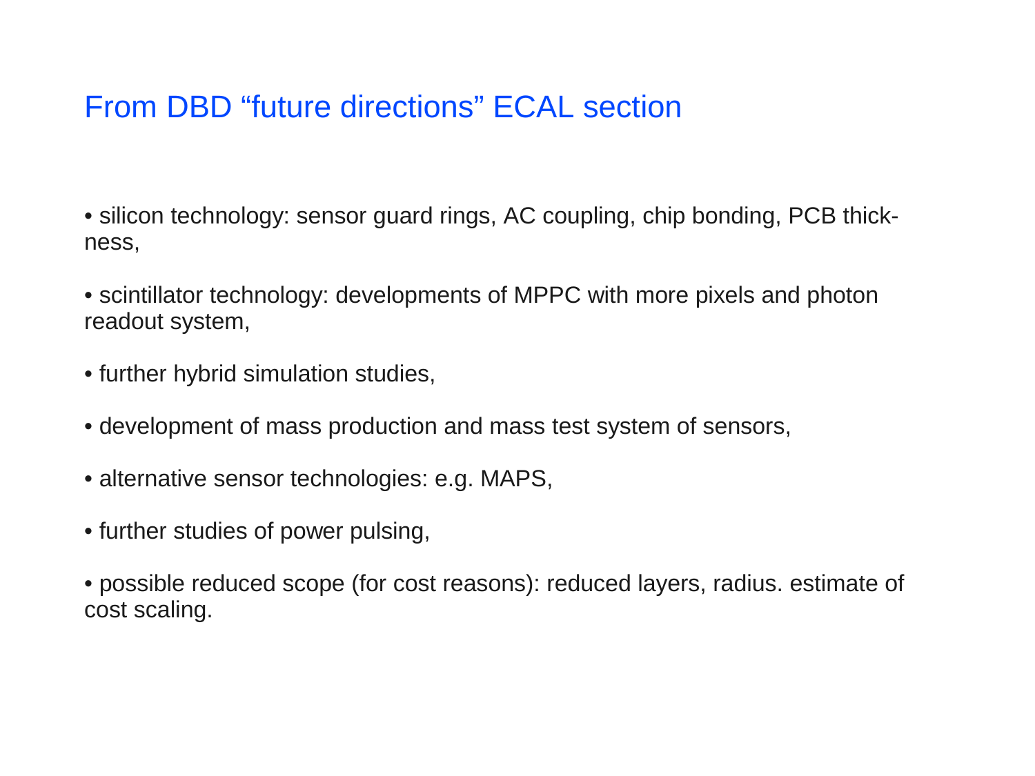# From DBD “future directions” ECAL section

- silicon technology: sensor guard rings, AC coupling, chip bonding, PCB thickness,

- scintillator technology: developments of MPPC with more pixels and photon readout system,

- further hybrid simulation studies,

- development of mass production and mass test system of sensors,

- alternative sensor technologies: e.g. MAPS,

- further studies of power pulsing,

- possible reduced scope (for cost reasons): reduced layers, radius. estimate of cost scaling.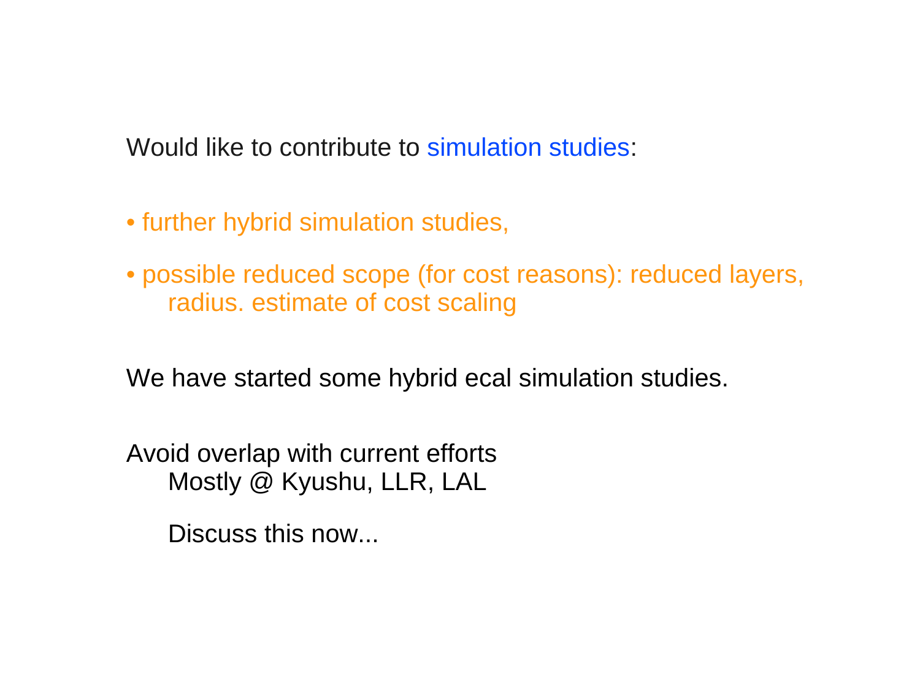Would like to contribute to simulation studies:

- further hybrid simulation studies,
- possible reduced scope (for cost reasons): reduced layers, radius. estimate of cost scaling

We have started some hybrid ecal simulation studies.

Avoid overlap with current efforts
    Mostly @ Kyushu, LLR, LAL

    Discuss this now...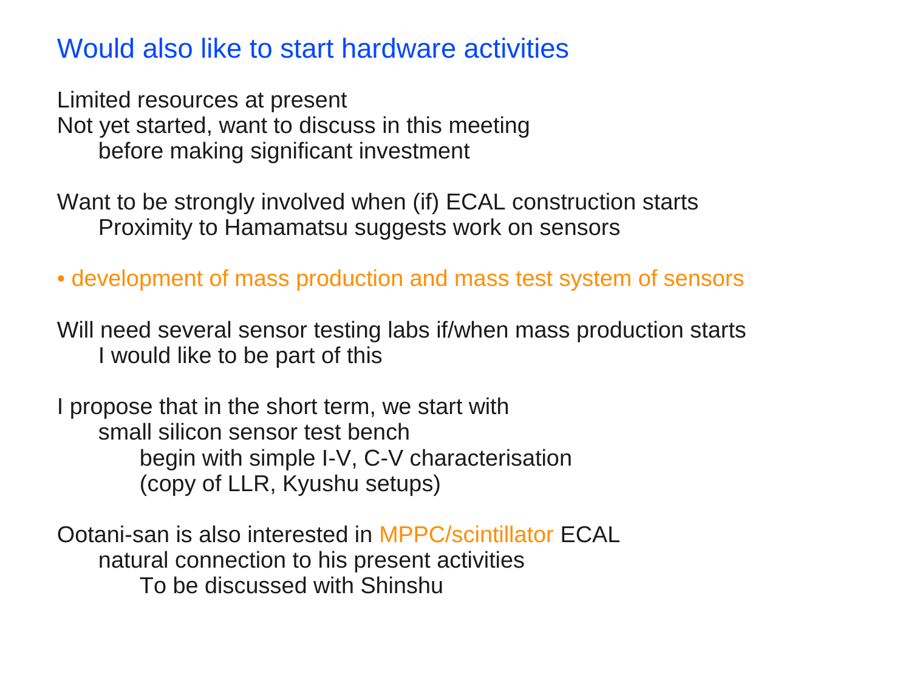# Would also like to start hardware activities

Limited resources at present
Not yet started, want to discuss in this meeting
    before making significant investment

Want to be strongly involved when (if) ECAL construction starts
    Proximity to Hamamatsu suggests work on sensors

- development of mass production and mass test system of sensors

Will need several sensor testing labs if/when mass production starts
    I would like to be part of this

I propose that in the short term, we start with
    small silicon sensor test bench
        begin with simple I-V, C-V characterisation
        (copy of LLR, Kyushu setups)

Ootani-san is also interested in MPPC/scintillator ECAL
    natural connection to his present activities
        To be discussed with Shinshu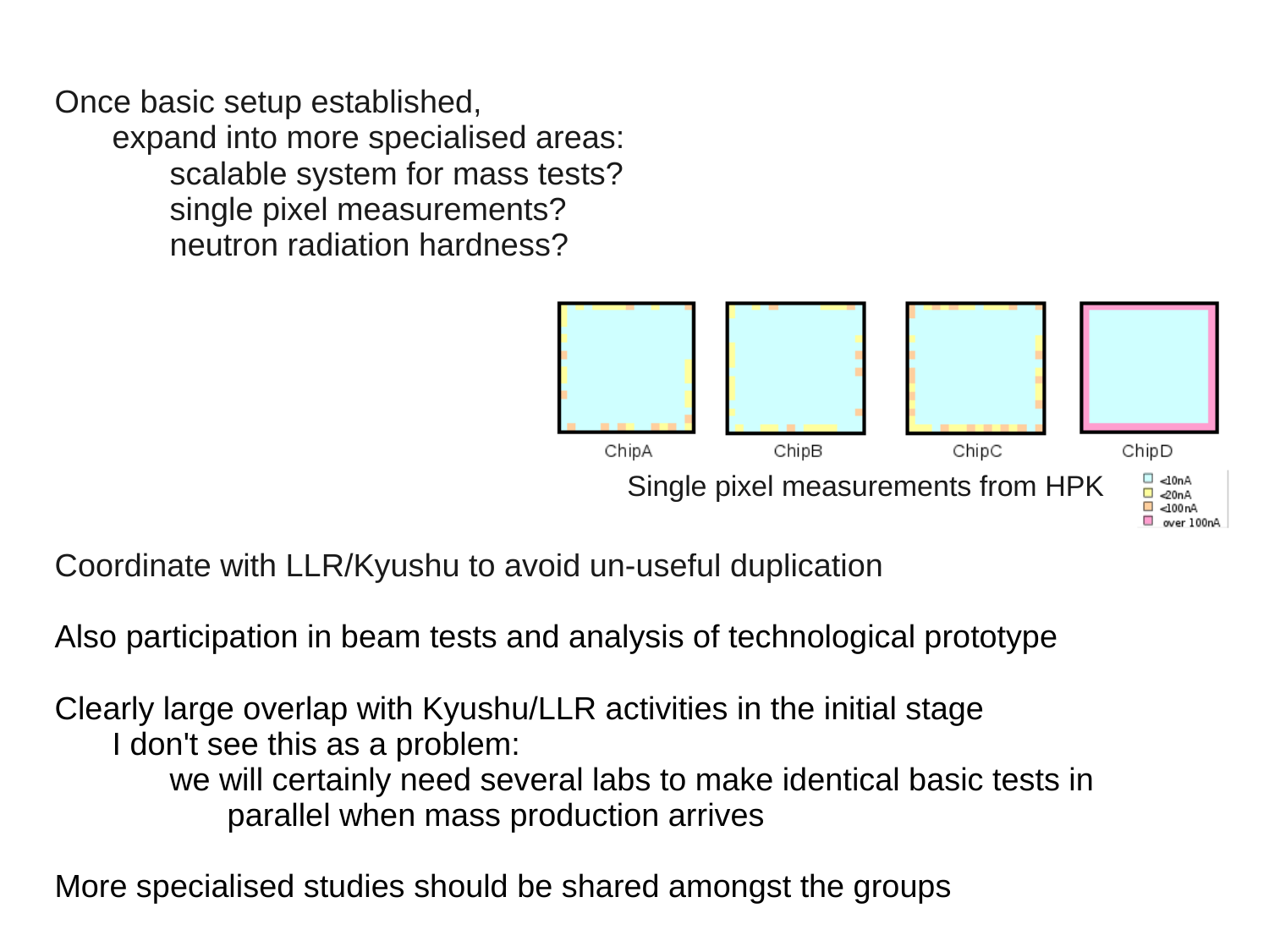Once basic setup established,

- expand into more specialised areas:
  - scalable system for mass tests?
  - single pixel measurements?
  - neutron radiation hardness?

ChipA ChipB ChipC ChipD

Single pixel measurements from HPK

<10nA
<20nA
<100nA
over 100nA

Coordinate with LLR/Kyushu to avoid un-useful duplication

Also participation in beam tests and analysis of technological prototype

Clearly large overlap with Kyushu/LLR activities in the initial stage

- I don't see this as a problem:
  - we will certainly need several labs to make identical basic tests in parallel when mass production arrives

More specialised studies should be shared amongst the groups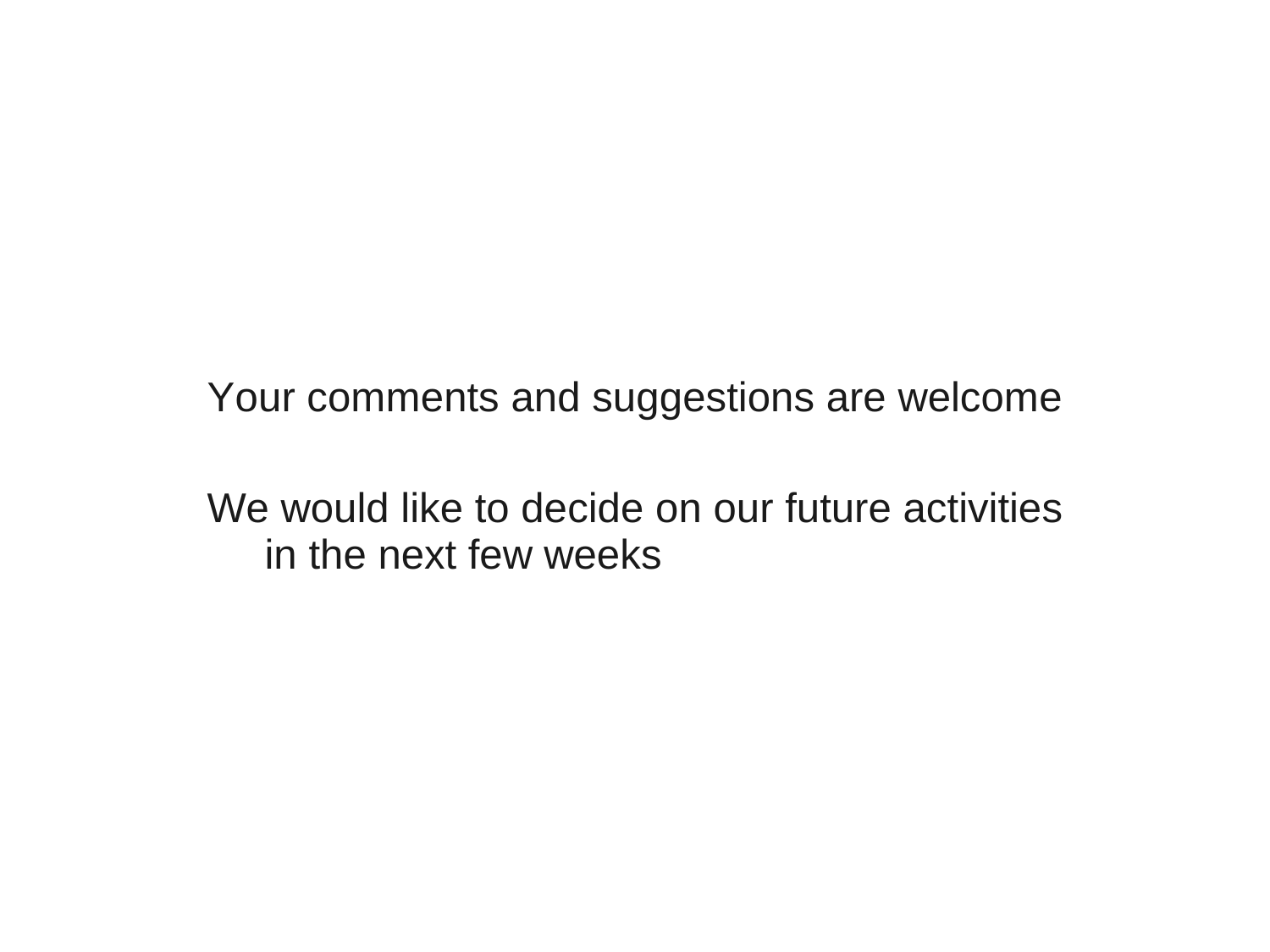Your comments and suggestions are welcome

We would like to decide on our future activities in the next few weeks